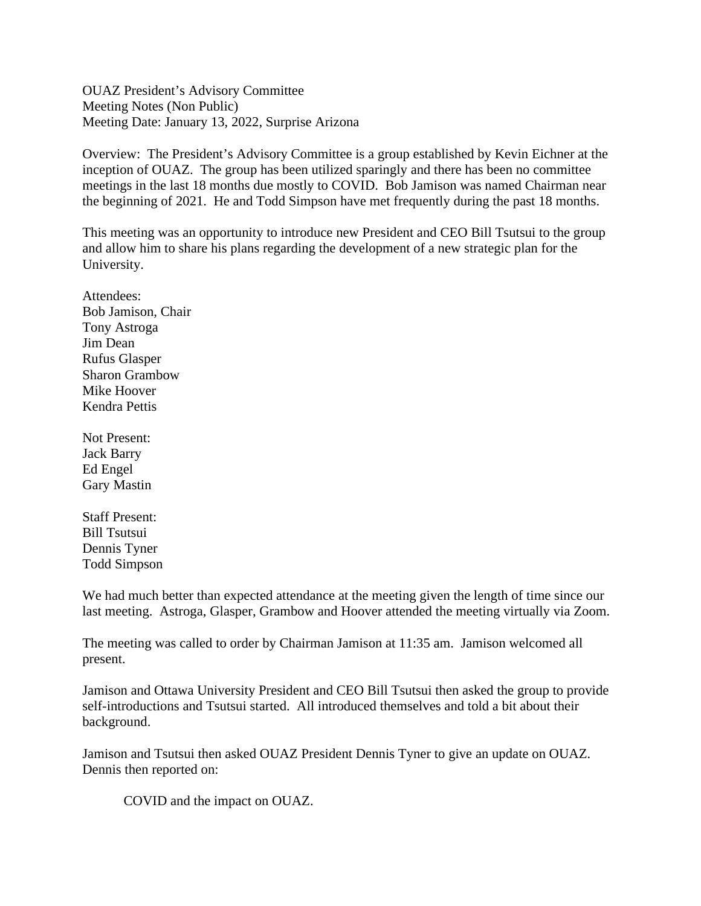OUAZ President's Advisory Committee
Meeting Notes (Non Public)
Meeting Date: January 13, 2022, Surprise Arizona

Overview: The President's Advisory Committee is a group established by Kevin Eichner at the inception of OUAZ. The group has been utilized sparingly and there has been no committee meetings in the last 18 months due mostly to COVID. Bob Jamison was named Chairman near the beginning of 2021. He and Todd Simpson have met frequently during the past 18 months.

This meeting was an opportunity to introduce new President and CEO Bill Tsutsui to the group and allow him to share his plans regarding the development of a new strategic plan for the University.

Attendees:
Bob Jamison, Chair
Tony Astroga
Jim Dean
Rufus Glasper
Sharon Grambow
Mike Hoover
Kendra Pettis

Not Present:
Jack Barry
Ed Engel
Gary Mastin

Staff Present:
Bill Tsutsui
Dennis Tyner
Todd Simpson

We had much better than expected attendance at the meeting given the length of time since our last meeting. Astroga, Glasper, Grambow and Hoover attended the meeting virtually via Zoom.

The meeting was called to order by Chairman Jamison at 11:35 am. Jamison welcomed all present.

Jamison and Ottawa University President and CEO Bill Tsutsui then asked the group to provide self-introductions and Tsutsui started. All introduced themselves and told a bit about their background.

Jamison and Tsutsui then asked OUAZ President Dennis Tyner to give an update on OUAZ. Dennis then reported on:

COVID and the impact on OUAZ.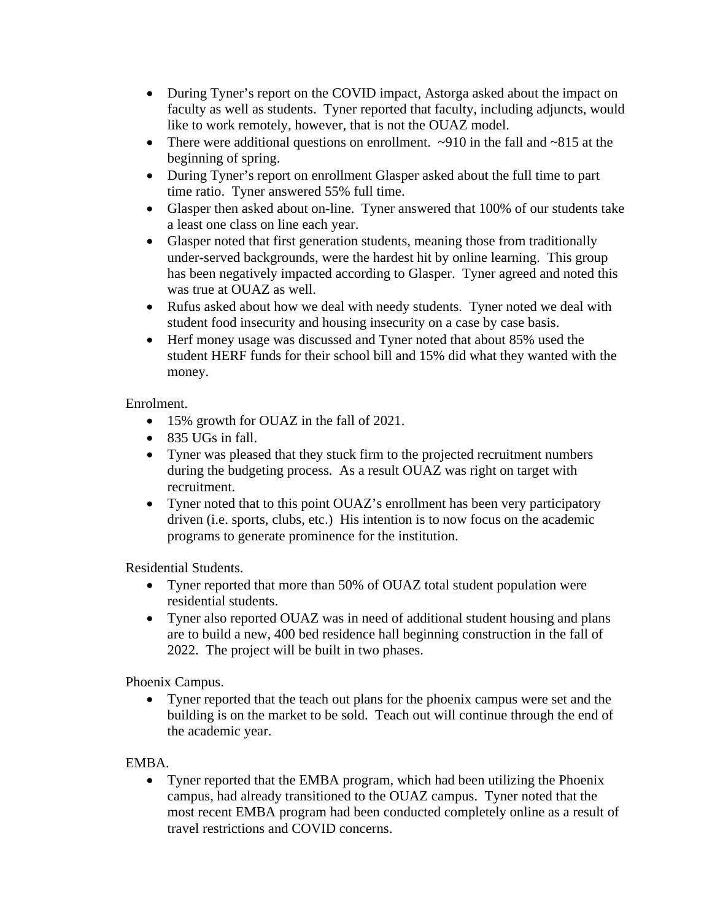- During Tyner's report on the COVID impact, Astorga asked about the impact on faculty as well as students. Tyner reported that faculty, including adjuncts, would like to work remotely, however, that is not the OUAZ model.
- There were additional questions on enrollment. ~910 in the fall and ~815 at the beginning of spring.
- During Tyner's report on enrollment Glasper asked about the full time to part time ratio. Tyner answered 55% full time.
- Glasper then asked about on-line. Tyner answered that 100% of our students take a least one class on line each year.
- Glasper noted that first generation students, meaning those from traditionally under-served backgrounds, were the hardest hit by online learning. This group has been negatively impacted according to Glasper. Tyner agreed and noted this was true at OUAZ as well.
- Rufus asked about how we deal with needy students. Tyner noted we deal with student food insecurity and housing insecurity on a case by case basis.
- Herf money usage was discussed and Tyner noted that about 85% used the student HERF funds for their school bill and 15% did what they wanted with the money.

Enrolment.

- 15% growth for OUAZ in the fall of 2021.
- 835 UGs in fall.
- Tyner was pleased that they stuck firm to the projected recruitment numbers during the budgeting process. As a result OUAZ was right on target with recruitment.
- Tyner noted that to this point OUAZ's enrollment has been very participatory driven (i.e. sports, clubs, etc.) His intention is to now focus on the academic programs to generate prominence for the institution.

Residential Students.

- Tyner reported that more than 50% of OUAZ total student population were residential students.
- Tyner also reported OUAZ was in need of additional student housing and plans are to build a new, 400 bed residence hall beginning construction in the fall of 2022. The project will be built in two phases.

Phoenix Campus.

- Tyner reported that the teach out plans for the phoenix campus were set and the building is on the market to be sold. Teach out will continue through the end of the academic year.

EMBA.

- Tyner reported that the EMBA program, which had been utilizing the Phoenix campus, had already transitioned to the OUAZ campus. Tyner noted that the most recent EMBA program had been conducted completely online as a result of travel restrictions and COVID concerns.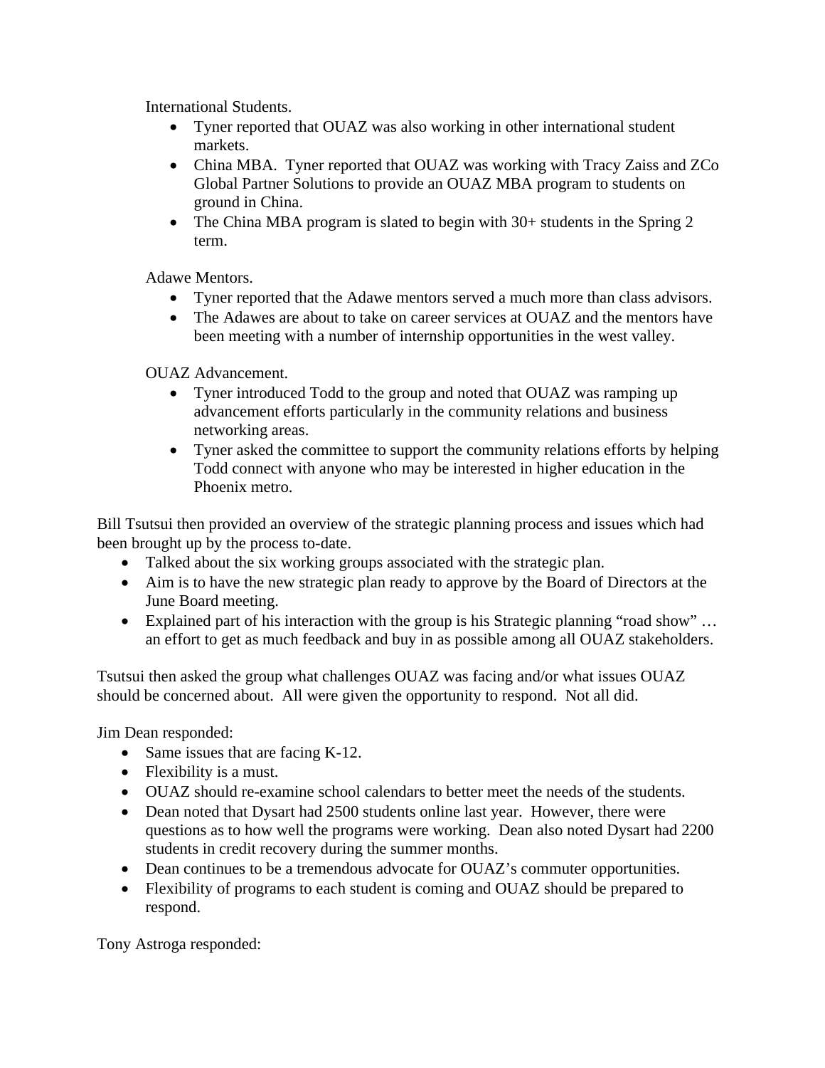International Students.

- Tyner reported that OUAZ was also working in other international student markets.
- China MBA. Tyner reported that OUAZ was working with Tracy Zaiss and ZCo Global Partner Solutions to provide an OUAZ MBA program to students on ground in China.
- The China MBA program is slated to begin with 30+ students in the Spring 2 term.

Adawe Mentors.

- Tyner reported that the Adawe mentors served a much more than class advisors.
- The Adawes are about to take on career services at OUAZ and the mentors have been meeting with a number of internship opportunities in the west valley.

OUAZ Advancement.

- Tyner introduced Todd to the group and noted that OUAZ was ramping up advancement efforts particularly in the community relations and business networking areas.
- Tyner asked the committee to support the community relations efforts by helping Todd connect with anyone who may be interested in higher education in the Phoenix metro.

Bill Tsutsui then provided an overview of the strategic planning process and issues which had been brought up by the process to-date.

- Talked about the six working groups associated with the strategic plan.
- Aim is to have the new strategic plan ready to approve by the Board of Directors at the June Board meeting.
- Explained part of his interaction with the group is his Strategic planning "road show" … an effort to get as much feedback and buy in as possible among all OUAZ stakeholders.

Tsutsui then asked the group what challenges OUAZ was facing and/or what issues OUAZ should be concerned about. All were given the opportunity to respond. Not all did.

Jim Dean responded:

- Same issues that are facing K-12.
- Flexibility is a must.
- OUAZ should re-examine school calendars to better meet the needs of the students.
- Dean noted that Dysart had 2500 students online last year. However, there were questions as to how well the programs were working. Dean also noted Dysart had 2200 students in credit recovery during the summer months.
- Dean continues to be a tremendous advocate for OUAZ's commuter opportunities.
- Flexibility of programs to each student is coming and OUAZ should be prepared to respond.

Tony Astroga responded: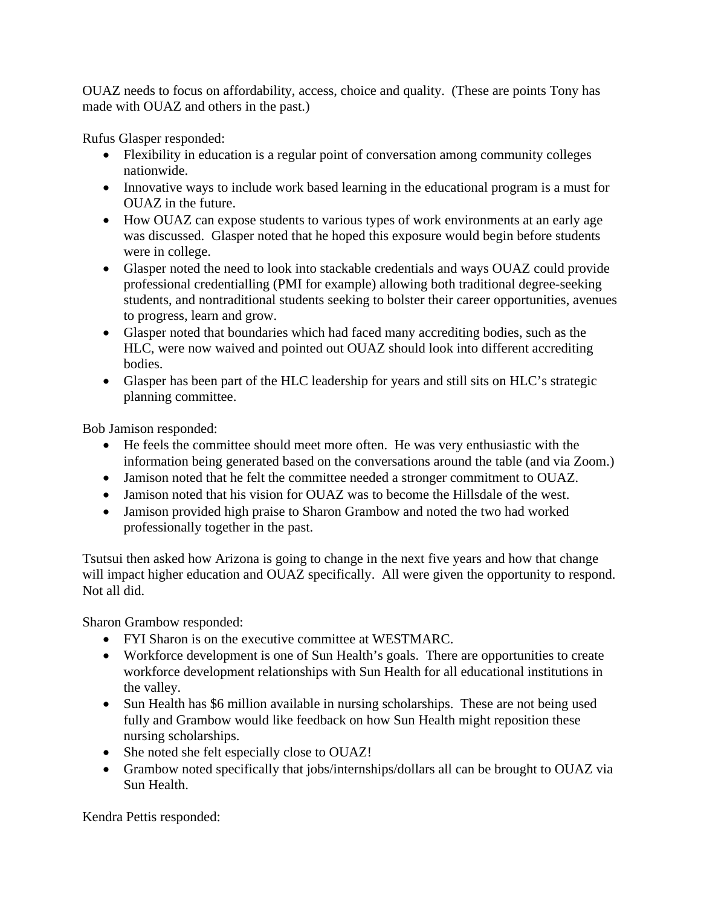OUAZ needs to focus on affordability, access, choice and quality. (These are points Tony has made with OUAZ and others in the past.)

Rufus Glasper responded:

- Flexibility in education is a regular point of conversation among community colleges nationwide.
- Innovative ways to include work based learning in the educational program is a must for OUAZ in the future.
- How OUAZ can expose students to various types of work environments at an early age was discussed. Glasper noted that he hoped this exposure would begin before students were in college.
- Glasper noted the need to look into stackable credentials and ways OUAZ could provide professional credentialling (PMI for example) allowing both traditional degree-seeking students, and nontraditional students seeking to bolster their career opportunities, avenues to progress, learn and grow.
- Glasper noted that boundaries which had faced many accrediting bodies, such as the HLC, were now waived and pointed out OUAZ should look into different accrediting bodies.
- Glasper has been part of the HLC leadership for years and still sits on HLC's strategic planning committee.

Bob Jamison responded:

- He feels the committee should meet more often. He was very enthusiastic with the information being generated based on the conversations around the table (and via Zoom.)
- Jamison noted that he felt the committee needed a stronger commitment to OUAZ.
- Jamison noted that his vision for OUAZ was to become the Hillsdale of the west.
- Jamison provided high praise to Sharon Grambow and noted the two had worked professionally together in the past.

Tsutsui then asked how Arizona is going to change in the next five years and how that change will impact higher education and OUAZ specifically. All were given the opportunity to respond. Not all did.

Sharon Grambow responded:

- FYI Sharon is on the executive committee at WESTMARC.
- Workforce development is one of Sun Health's goals. There are opportunities to create workforce development relationships with Sun Health for all educational institutions in the valley.
- Sun Health has $6 million available in nursing scholarships. These are not being used fully and Grambow would like feedback on how Sun Health might reposition these nursing scholarships.
- She noted she felt especially close to OUAZ!
- Grambow noted specifically that jobs/internships/dollars all can be brought to OUAZ via Sun Health.

Kendra Pettis responded: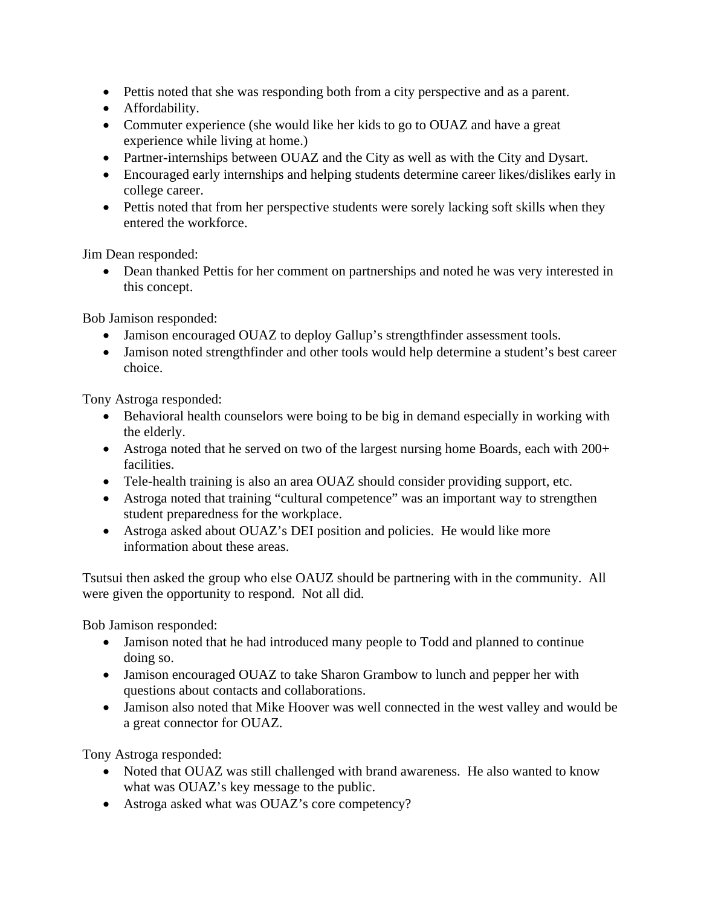- Pettis noted that she was responding both from a city perspective and as a parent.
- Affordability.
- Commuter experience (she would like her kids to go to OUAZ and have a great experience while living at home.)
- Partner-internships between OUAZ and the City as well as with the City and Dysart.
- Encouraged early internships and helping students determine career likes/dislikes early in college career.
- Pettis noted that from her perspective students were sorely lacking soft skills when they entered the workforce.

Jim Dean responded:

- Dean thanked Pettis for her comment on partnerships and noted he was very interested in this concept.

Bob Jamison responded:

- Jamison encouraged OUAZ to deploy Gallup's strengthfinder assessment tools.
- Jamison noted strengthfinder and other tools would help determine a student's best career choice.

Tony Astroga responded:

- Behavioral health counselors were boing to be big in demand especially in working with the elderly.
- Astroga noted that he served on two of the largest nursing home Boards, each with 200+ facilities.
- Tele-health training is also an area OUAZ should consider providing support, etc.
- Astroga noted that training "cultural competence" was an important way to strengthen student preparedness for the workplace.
- Astroga asked about OUAZ's DEI position and policies. He would like more information about these areas.

Tsutsui then asked the group who else OAUZ should be partnering with in the community. All were given the opportunity to respond. Not all did.

Bob Jamison responded:

- Jamison noted that he had introduced many people to Todd and planned to continue doing so.
- Jamison encouraged OUAZ to take Sharon Grambow to lunch and pepper her with questions about contacts and collaborations.
- Jamison also noted that Mike Hoover was well connected in the west valley and would be a great connector for OUAZ.

Tony Astroga responded:

- Noted that OUAZ was still challenged with brand awareness. He also wanted to know what was OUAZ's key message to the public.
- Astroga asked what was OUAZ's core competency?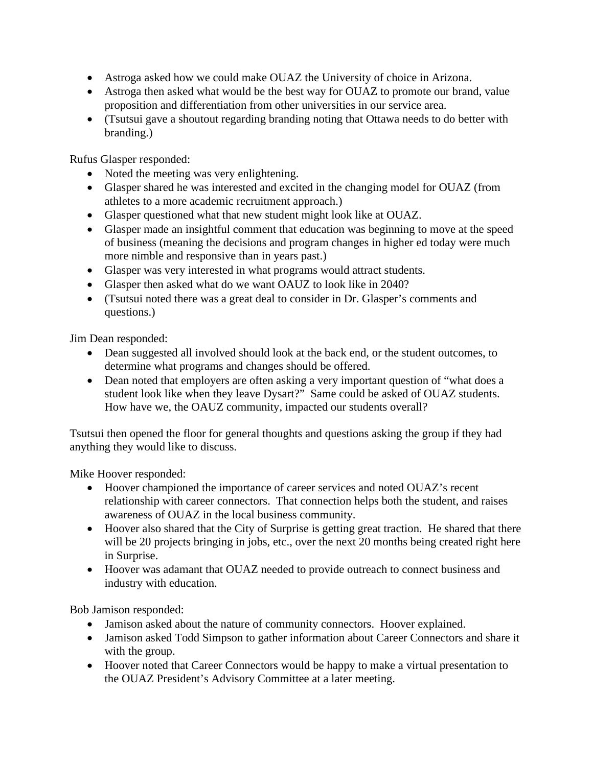- Astroga asked how we could make OUAZ the University of choice in Arizona.
- Astroga then asked what would be the best way for OUAZ to promote our brand, value proposition and differentiation from other universities in our service area.
- (Tsutsui gave a shoutout regarding branding noting that Ottawa needs to do better with branding.)

Rufus Glasper responded:

- Noted the meeting was very enlightening.
- Glasper shared he was interested and excited in the changing model for OUAZ (from athletes to a more academic recruitment approach.)
- Glasper questioned what that new student might look like at OUAZ.
- Glasper made an insightful comment that education was beginning to move at the speed of business (meaning the decisions and program changes in higher ed today were much more nimble and responsive than in years past.)
- Glasper was very interested in what programs would attract students.
- Glasper then asked what do we want OAUZ to look like in 2040?
- (Tsutsui noted there was a great deal to consider in Dr. Glasper's comments and questions.)

Jim Dean responded:

- Dean suggested all involved should look at the back end, or the student outcomes, to determine what programs and changes should be offered.
- Dean noted that employers are often asking a very important question of "what does a student look like when they leave Dysart?" Same could be asked of OUAZ students. How have we, the OAUZ community, impacted our students overall?

Tsutsui then opened the floor for general thoughts and questions asking the group if they had anything they would like to discuss.

Mike Hoover responded:

- Hoover championed the importance of career services and noted OUAZ's recent relationship with career connectors. That connection helps both the student, and raises awareness of OUAZ in the local business community.
- Hoover also shared that the City of Surprise is getting great traction. He shared that there will be 20 projects bringing in jobs, etc., over the next 20 months being created right here in Surprise.
- Hoover was adamant that OUAZ needed to provide outreach to connect business and industry with education.

Bob Jamison responded:

- Jamison asked about the nature of community connectors. Hoover explained.
- Jamison asked Todd Simpson to gather information about Career Connectors and share it with the group.
- Hoover noted that Career Connectors would be happy to make a virtual presentation to the OUAZ President's Advisory Committee at a later meeting.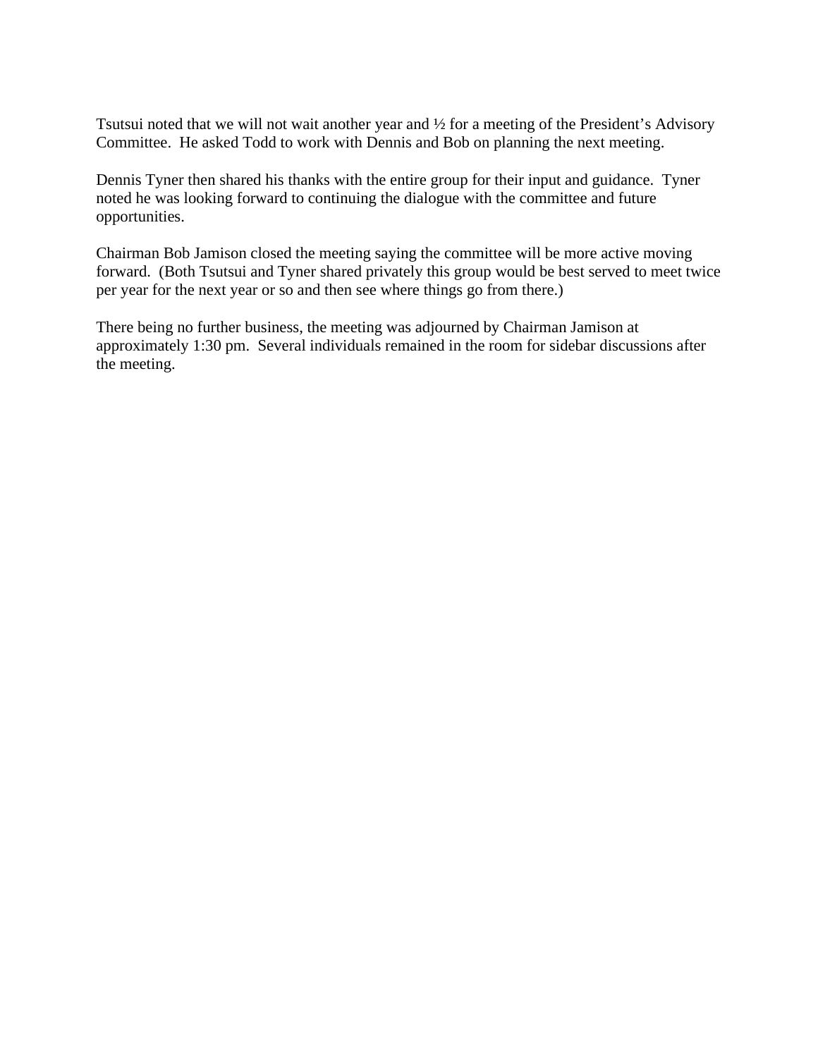Tsutsui noted that we will not wait another year and ½ for a meeting of the President's Advisory Committee. He asked Todd to work with Dennis and Bob on planning the next meeting.

Dennis Tyner then shared his thanks with the entire group for their input and guidance. Tyner noted he was looking forward to continuing the dialogue with the committee and future opportunities.

Chairman Bob Jamison closed the meeting saying the committee will be more active moving forward. (Both Tsutsui and Tyner shared privately this group would be best served to meet twice per year for the next year or so and then see where things go from there.)

There being no further business, the meeting was adjourned by Chairman Jamison at approximately 1:30 pm. Several individuals remained in the room for sidebar discussions after the meeting.